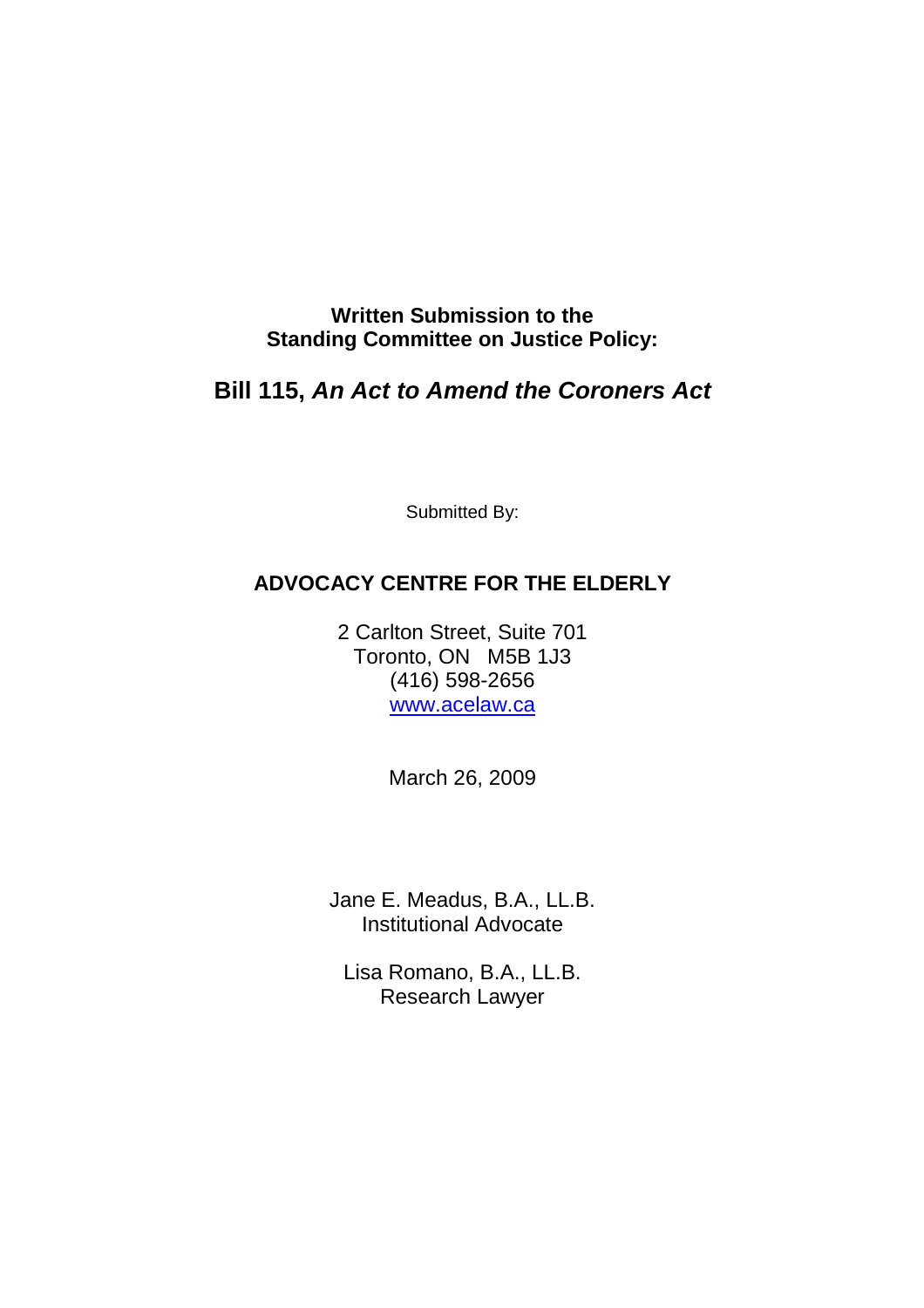**Written Submission to the Standing Committee on Justice Policy:**

# Bill 115, *An Act to Amend the Coroners Act*

Submitted By:

## ADVOCACY CENTRE FOR THE ELDERLY

2 Carlton Street, Suite 701
Toronto, ON M5B 1J3
(416) 598-2656
www.acelaw.ca

March 26, 2009

Jane E. Meadus, B.A., LL.B.
Institutional Advocate

Lisa Romano, B.A., LL.B.
Research Lawyer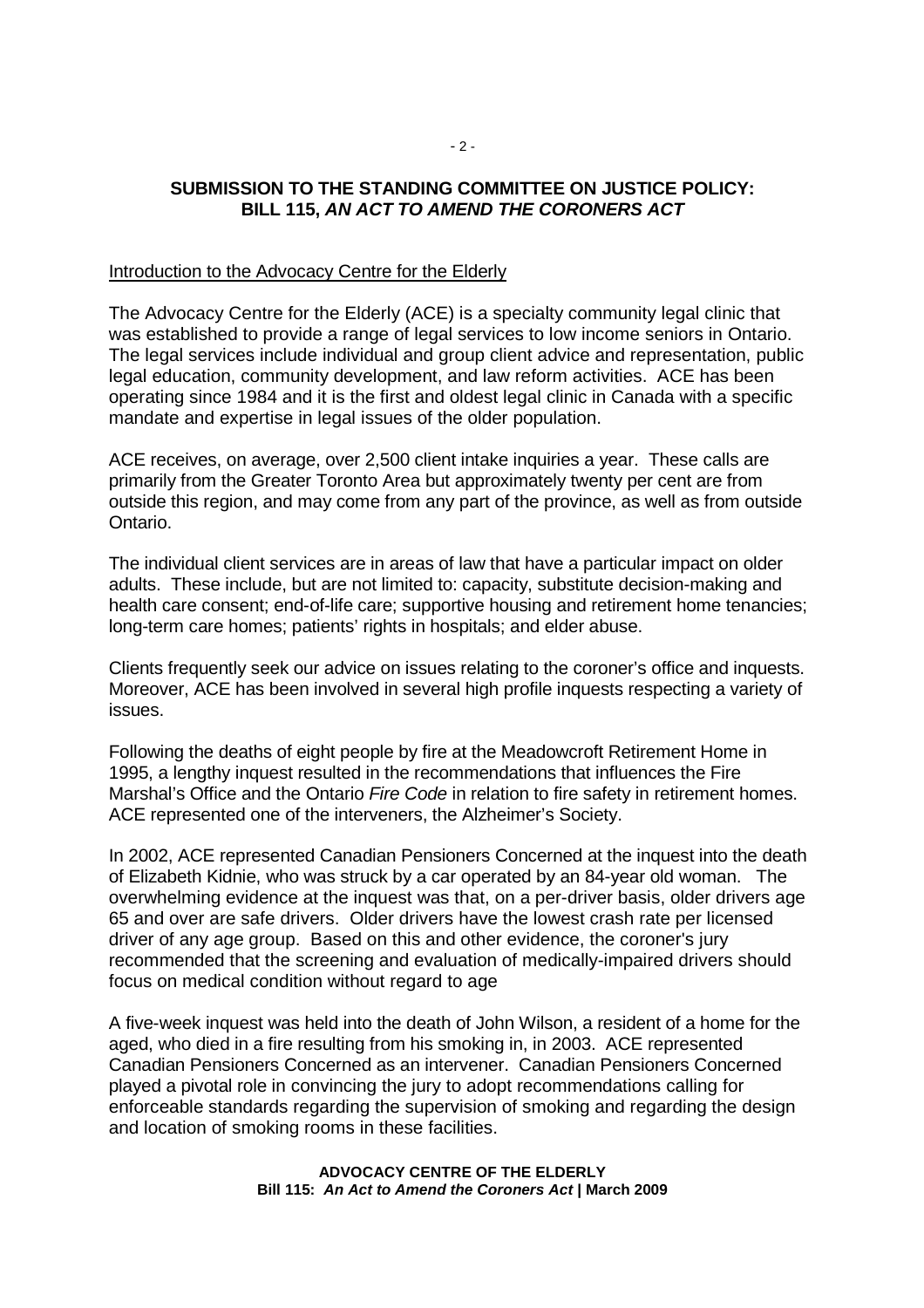## SUBMISSION TO THE STANDING COMMITTEE ON JUSTICE POLICY: BILL 115, *AN ACT TO AMEND THE CORONERS ACT*

### Introduction to the Advocacy Centre for the Elderly

The Advocacy Centre for the Elderly (ACE) is a specialty community legal clinic that was established to provide a range of legal services to low income seniors in Ontario. The legal services include individual and group client advice and representation, public legal education, community development, and law reform activities. ACE has been operating since 1984 and it is the first and oldest legal clinic in Canada with a specific mandate and expertise in legal issues of the older population.

ACE receives, on average, over 2,500 client intake inquiries a year. These calls are primarily from the Greater Toronto Area but approximately twenty per cent are from outside this region, and may come from any part of the province, as well as from outside Ontario.

The individual client services are in areas of law that have a particular impact on older adults. These include, but are not limited to: capacity, substitute decision-making and health care consent; end-of-life care; supportive housing and retirement home tenancies; long-term care homes; patients' rights in hospitals; and elder abuse.

Clients frequently seek our advice on issues relating to the coroner's office and inquests. Moreover, ACE has been involved in several high profile inquests respecting a variety of issues.

Following the deaths of eight people by fire at the Meadowcroft Retirement Home in 1995, a lengthy inquest resulted in the recommendations that influences the Fire Marshal's Office and the Ontario *Fire Code* in relation to fire safety in retirement homes. ACE represented one of the interveners, the Alzheimer's Society.

In 2002, ACE represented Canadian Pensioners Concerned at the inquest into the death of Elizabeth Kidnie, who was struck by a car operated by an 84-year old woman. The overwhelming evidence at the inquest was that, on a per-driver basis, older drivers age 65 and over are safe drivers. Older drivers have the lowest crash rate per licensed driver of any age group. Based on this and other evidence, the coroner's jury recommended that the screening and evaluation of medically-impaired drivers should focus on medical condition without regard to age

A five-week inquest was held into the death of John Wilson, a resident of a home for the aged, who died in a fire resulting from his smoking in, in 2003. ACE represented Canadian Pensioners Concerned as an intervener. Canadian Pensioners Concerned played a pivotal role in convincing the jury to adopt recommendations calling for enforceable standards regarding the supervision of smoking and regarding the design and location of smoking rooms in these facilities.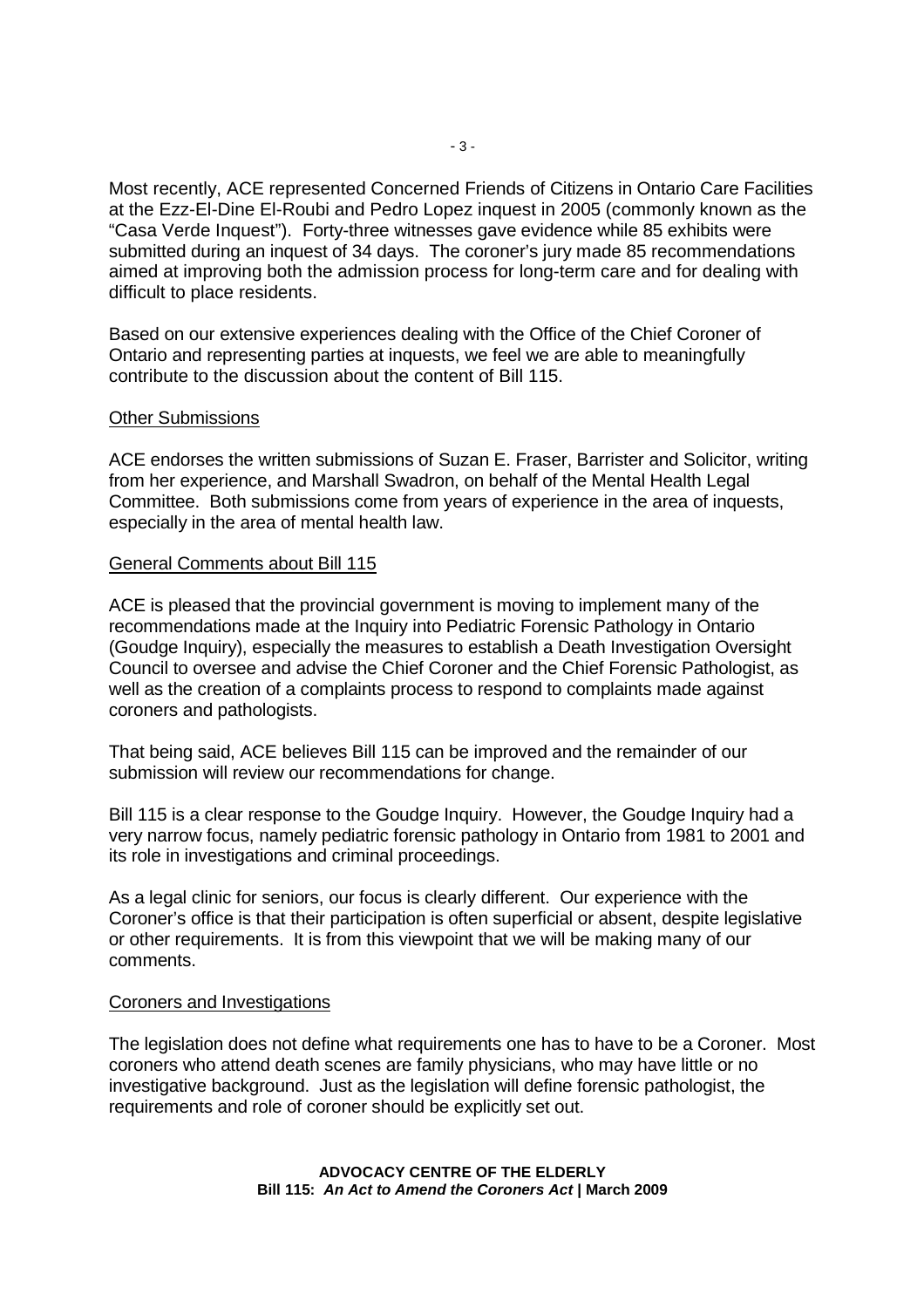Most recently, ACE represented Concerned Friends of Citizens in Ontario Care Facilities at the Ezz-El-Dine El-Roubi and Pedro Lopez inquest in 2005 (commonly known as the "Casa Verde Inquest"). Forty-three witnesses gave evidence while 85 exhibits were submitted during an inquest of 34 days. The coroner's jury made 85 recommendations aimed at improving both the admission process for long-term care and for dealing with difficult to place residents.

Based on our extensive experiences dealing with the Office of the Chief Coroner of Ontario and representing parties at inquests, we feel we are able to meaningfully contribute to the discussion about the content of Bill 115.

## Other Submissions

ACE endorses the written submissions of Suzan E. Fraser, Barrister and Solicitor, writing from her experience, and Marshall Swadron, on behalf of the Mental Health Legal Committee. Both submissions come from years of experience in the area of inquests, especially in the area of mental health law.

## General Comments about Bill 115

ACE is pleased that the provincial government is moving to implement many of the recommendations made at the Inquiry into Pediatric Forensic Pathology in Ontario (Goudge Inquiry), especially the measures to establish a Death Investigation Oversight Council to oversee and advise the Chief Coroner and the Chief Forensic Pathologist, as well as the creation of a complaints process to respond to complaints made against coroners and pathologists.

That being said, ACE believes Bill 115 can be improved and the remainder of our submission will review our recommendations for change.

Bill 115 is a clear response to the Goudge Inquiry. However, the Goudge Inquiry had a very narrow focus, namely pediatric forensic pathology in Ontario from 1981 to 2001 and its role in investigations and criminal proceedings.

As a legal clinic for seniors, our focus is clearly different. Our experience with the Coroner's office is that their participation is often superficial or absent, despite legislative or other requirements. It is from this viewpoint that we will be making many of our comments.

## Coroners and Investigations

The legislation does not define what requirements one has to have to be a Coroner. Most coroners who attend death scenes are family physicians, who may have little or no investigative background. Just as the legislation will define forensic pathologist, the requirements and role of coroner should be explicitly set out.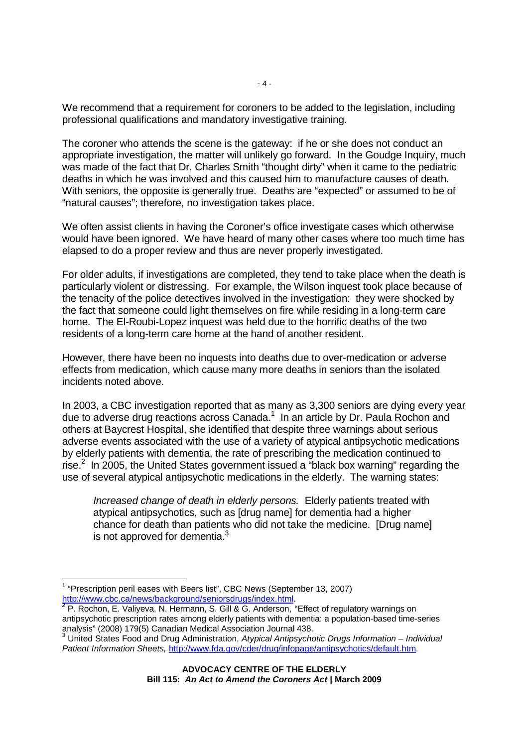We recommend that a requirement for coroners to be added to the legislation, including professional qualifications and mandatory investigative training.

The coroner who attends the scene is the gateway: if he or she does not conduct an appropriate investigation, the matter will unlikely go forward. In the Goudge Inquiry, much was made of the fact that Dr. Charles Smith "thought dirty" when it came to the pediatric deaths in which he was involved and this caused him to manufacture causes of death. With seniors, the opposite is generally true. Deaths are "expected" or assumed to be of "natural causes"; therefore, no investigation takes place.

We often assist clients in having the Coroner's office investigate cases which otherwise would have been ignored. We have heard of many other cases where too much time has elapsed to do a proper review and thus are never properly investigated.

For older adults, if investigations are completed, they tend to take place when the death is particularly violent or distressing. For example, the Wilson inquest took place because of the tenacity of the police detectives involved in the investigation: they were shocked by the fact that someone could light themselves on fire while residing in a long-term care home. The El-Roubi-Lopez inquest was held due to the horrific deaths of the two residents of a long-term care home at the hand of another resident.

However, there have been no inquests into deaths due to over-medication or adverse effects from medication, which cause many more deaths in seniors than the isolated incidents noted above.

In 2003, a CBC investigation reported that as many as 3,300 seniors are dying every year due to adverse drug reactions across Canada.[1] In an article by Dr. Paula Rochon and others at Baycrest Hospital, she identified that despite three warnings about serious adverse events associated with the use of a variety of atypical antipsychotic medications by elderly patients with dementia, the rate of prescribing the medication continued to rise.[2] In 2005, the United States government issued a "black box warning" regarding the use of several atypical antipsychotic medications in the elderly. The warning states:

> *Increased change of death in elderly persons.* Elderly patients treated with atypical antipsychotics, such as [drug name] for dementia had a higher chance for death than patients who did not take the medicine. [Drug name] is not approved for dementia.[3]

---

[1] "Prescription peril eases with Beers list", CBC News (September 13, 2007) http://www.cbc.ca/news/background/seniorsdrugs/index.html.

[2] P. Rochon, E. Valiyeva, N. Hermann, S. Gill & G. Anderson, "Effect of regulatory warnings on antipsychotic prescription rates among elderly patients with dementia: a population-based time-series analysis" (2008) 179(5) Canadian Medical Association Journal 438.

[3] United States Food and Drug Administration, *Atypical Antipsychotic Drugs Information – Individual Patient Information Sheets,* http://www.fda.gov/cder/drug/infopage/antipsychotics/default.htm.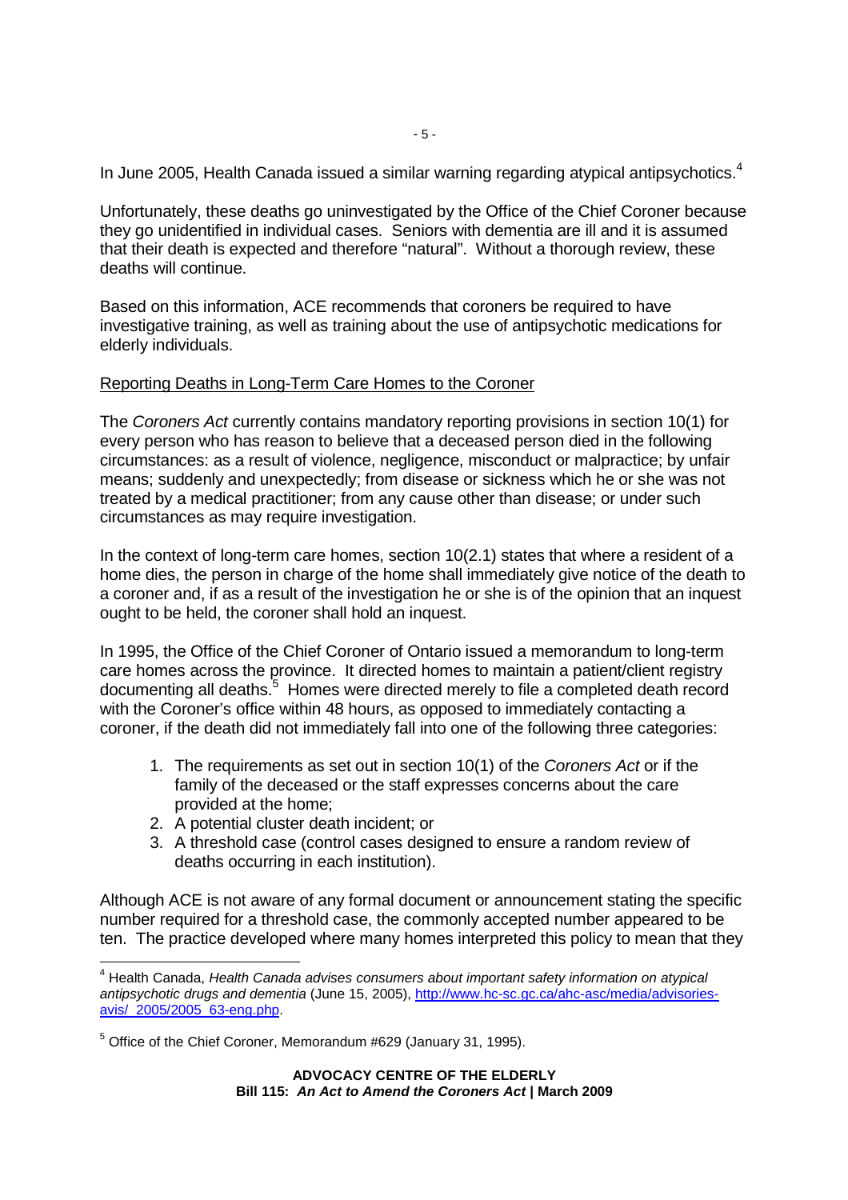In June 2005, Health Canada issued a similar warning regarding atypical antipsychotics.[4]

Unfortunately, these deaths go uninvestigated by the Office of the Chief Coroner because they go unidentified in individual cases. Seniors with dementia are ill and it is assumed that their death is expected and therefore "natural". Without a thorough review, these deaths will continue.

Based on this information, ACE recommends that coroners be required to have investigative training, as well as training about the use of antipsychotic medications for elderly individuals.

Reporting Deaths in Long-Term Care Homes to the Coroner

The *Coroners Act* currently contains mandatory reporting provisions in section 10(1) for every person who has reason to believe that a deceased person died in the following circumstances: as a result of violence, negligence, misconduct or malpractice; by unfair means; suddenly and unexpectedly; from disease or sickness which he or she was not treated by a medical practitioner; from any cause other than disease; or under such circumstances as may require investigation.

In the context of long-term care homes, section 10(2.1) states that where a resident of a home dies, the person in charge of the home shall immediately give notice of the death to a coroner and, if as a result of the investigation he or she is of the opinion that an inquest ought to be held, the coroner shall hold an inquest.

In 1995, the Office of the Chief Coroner of Ontario issued a memorandum to long-term care homes across the province. It directed homes to maintain a patient/client registry documenting all deaths.[5] Homes were directed merely to file a completed death record with the Coroner's office within 48 hours, as opposed to immediately contacting a coroner, if the death did not immediately fall into one of the following three categories:

1. The requirements as set out in section 10(1) of the *Coroners Act* or if the family of the deceased or the staff expresses concerns about the care provided at the home;
2. A potential cluster death incident; or
3. A threshold case (control cases designed to ensure a random review of deaths occurring in each institution).

Although ACE is not aware of any formal document or announcement stating the specific number required for a threshold case, the commonly accepted number appeared to be ten. The practice developed where many homes interpreted this policy to mean that they

---

[4] Health Canada, *Health Canada advises consumers about important safety information on atypical antipsychotic drugs and dementia* (June 15, 2005), http://www.hc-sc.gc.ca/ahc-asc/media/advisories-avis/_2005/2005_63-eng.php.

[5] Office of the Chief Coroner, Memorandum #629 (January 31, 1995).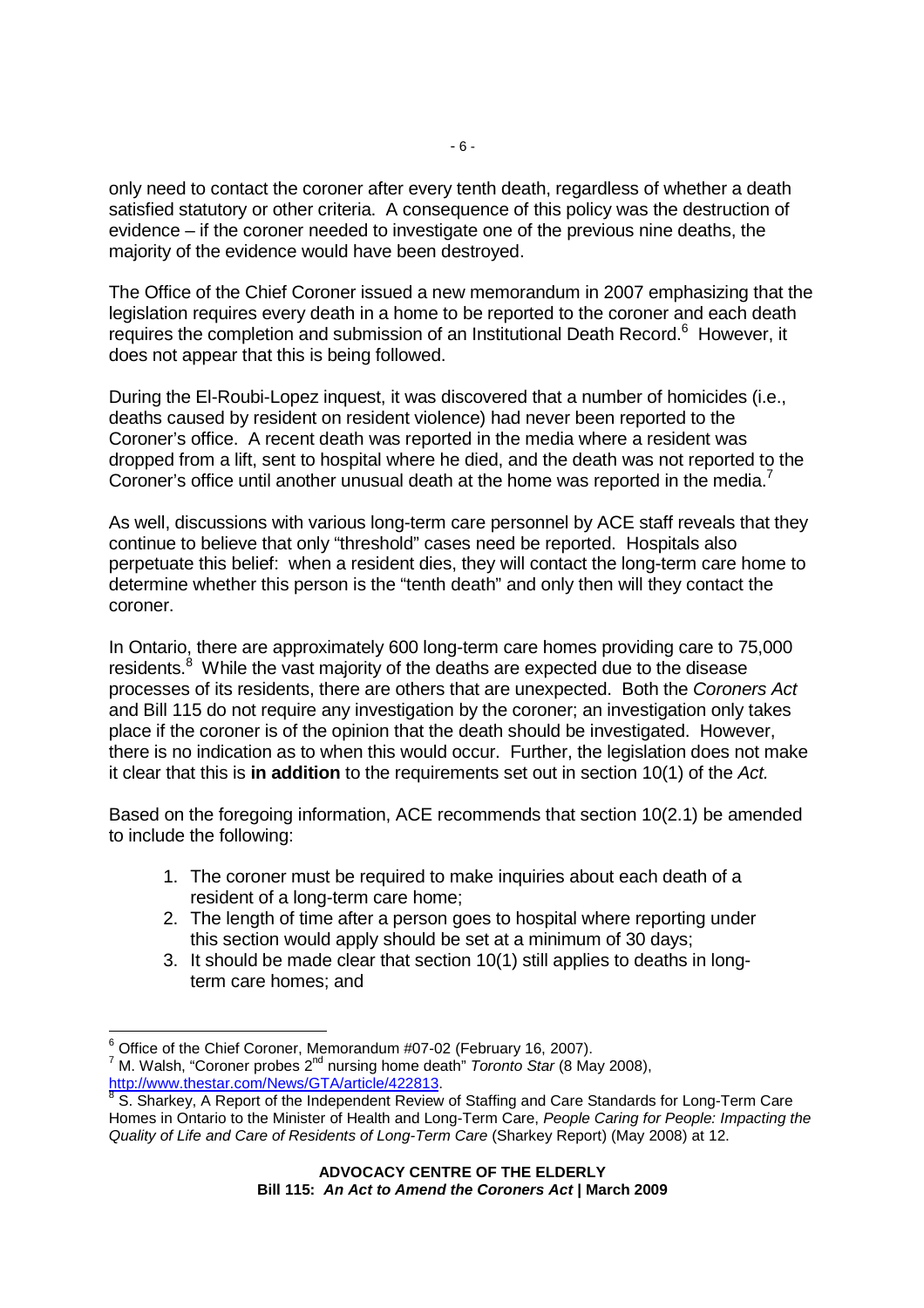only need to contact the coroner after every tenth death, regardless of whether a death satisfied statutory or other criteria. A consequence of this policy was the destruction of evidence – if the coroner needed to investigate one of the previous nine deaths, the majority of the evidence would have been destroyed.

The Office of the Chief Coroner issued a new memorandum in 2007 emphasizing that the legislation requires every death in a home to be reported to the coroner and each death requires the completion and submission of an Institutional Death Record.[6] However, it does not appear that this is being followed.

During the El-Roubi-Lopez inquest, it was discovered that a number of homicides (i.e., deaths caused by resident on resident violence) had never been reported to the Coroner's office. A recent death was reported in the media where a resident was dropped from a lift, sent to hospital where he died, and the death was not reported to the Coroner's office until another unusual death at the home was reported in the media.[7]

As well, discussions with various long-term care personnel by ACE staff reveals that they continue to believe that only "threshold" cases need be reported. Hospitals also perpetuate this belief: when a resident dies, they will contact the long-term care home to determine whether this person is the "tenth death" and only then will they contact the coroner.

In Ontario, there are approximately 600 long-term care homes providing care to 75,000 residents.[8] While the vast majority of the deaths are expected due to the disease processes of its residents, there are others that are unexpected. Both the *Coroners Act* and Bill 115 do not require any investigation by the coroner; an investigation only takes place if the coroner is of the opinion that the death should be investigated. However, there is no indication as to when this would occur. Further, the legislation does not make it clear that this is **in addition** to the requirements set out in section 10(1) of the *Act.*

Based on the foregoing information, ACE recommends that section 10(2.1) be amended to include the following:

1. The coroner must be required to make inquiries about each death of a resident of a long-term care home;
2. The length of time after a person goes to hospital where reporting under this section would apply should be set at a minimum of 30 days;
3. It should be made clear that section 10(1) still applies to deaths in long-term care homes; and

---

[6] Office of the Chief Coroner, Memorandum #07-02 (February 16, 2007).

[7] M. Walsh, "Coroner probes 2nd nursing home death" *Toronto Star* (8 May 2008), http://www.thestar.com/News/GTA/article/422813.

[8] S. Sharkey, A Report of the Independent Review of Staffing and Care Standards for Long-Term Care Homes in Ontario to the Minister of Health and Long-Term Care, *People Caring for People: Impacting the Quality of Life and Care of Residents of Long-Term Care* (Sharkey Report) (May 2008) at 12.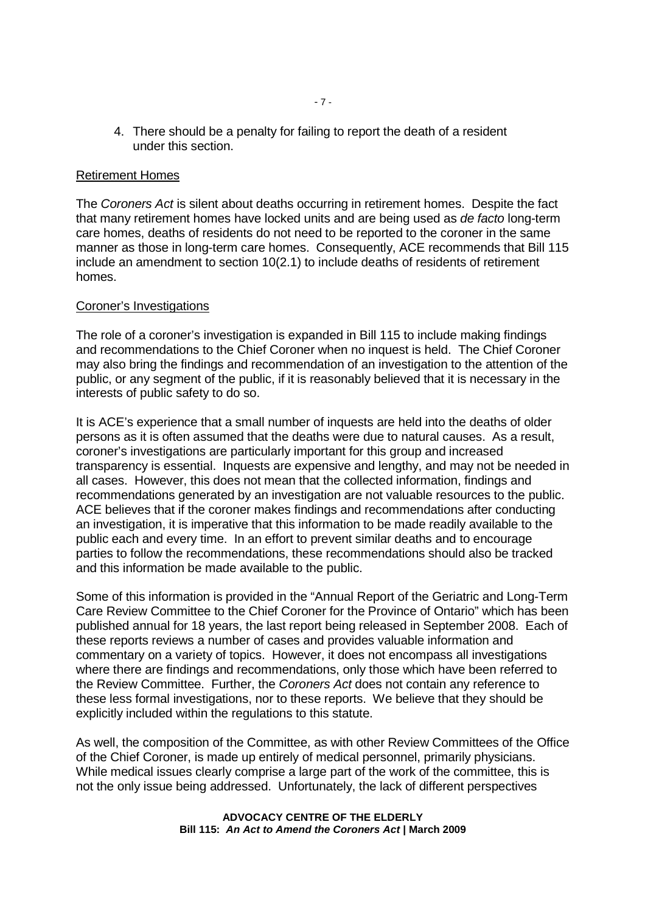4. There should be a penalty for failing to report the death of a resident under this section.

## Retirement Homes

The *Coroners Act* is silent about deaths occurring in retirement homes. Despite the fact that many retirement homes have locked units and are being used as *de facto* long-term care homes, deaths of residents do not need to be reported to the coroner in the same manner as those in long-term care homes. Consequently, ACE recommends that Bill 115 include an amendment to section 10(2.1) to include deaths of residents of retirement homes.

## Coroner's Investigations

The role of a coroner's investigation is expanded in Bill 115 to include making findings and recommendations to the Chief Coroner when no inquest is held. The Chief Coroner may also bring the findings and recommendation of an investigation to the attention of the public, or any segment of the public, if it is reasonably believed that it is necessary in the interests of public safety to do so.

It is ACE's experience that a small number of inquests are held into the deaths of older persons as it is often assumed that the deaths were due to natural causes. As a result, coroner's investigations are particularly important for this group and increased transparency is essential. Inquests are expensive and lengthy, and may not be needed in all cases. However, this does not mean that the collected information, findings and recommendations generated by an investigation are not valuable resources to the public. ACE believes that if the coroner makes findings and recommendations after conducting an investigation, it is imperative that this information to be made readily available to the public each and every time. In an effort to prevent similar deaths and to encourage parties to follow the recommendations, these recommendations should also be tracked and this information be made available to the public.

Some of this information is provided in the "Annual Report of the Geriatric and Long-Term Care Review Committee to the Chief Coroner for the Province of Ontario" which has been published annual for 18 years, the last report being released in September 2008. Each of these reports reviews a number of cases and provides valuable information and commentary on a variety of topics. However, it does not encompass all investigations where there are findings and recommendations, only those which have been referred to the Review Committee. Further, the *Coroners Act* does not contain any reference to these less formal investigations, nor to these reports. We believe that they should be explicitly included within the regulations to this statute.

As well, the composition of the Committee, as with other Review Committees of the Office of the Chief Coroner, is made up entirely of medical personnel, primarily physicians. While medical issues clearly comprise a large part of the work of the committee, this is not the only issue being addressed. Unfortunately, the lack of different perspectives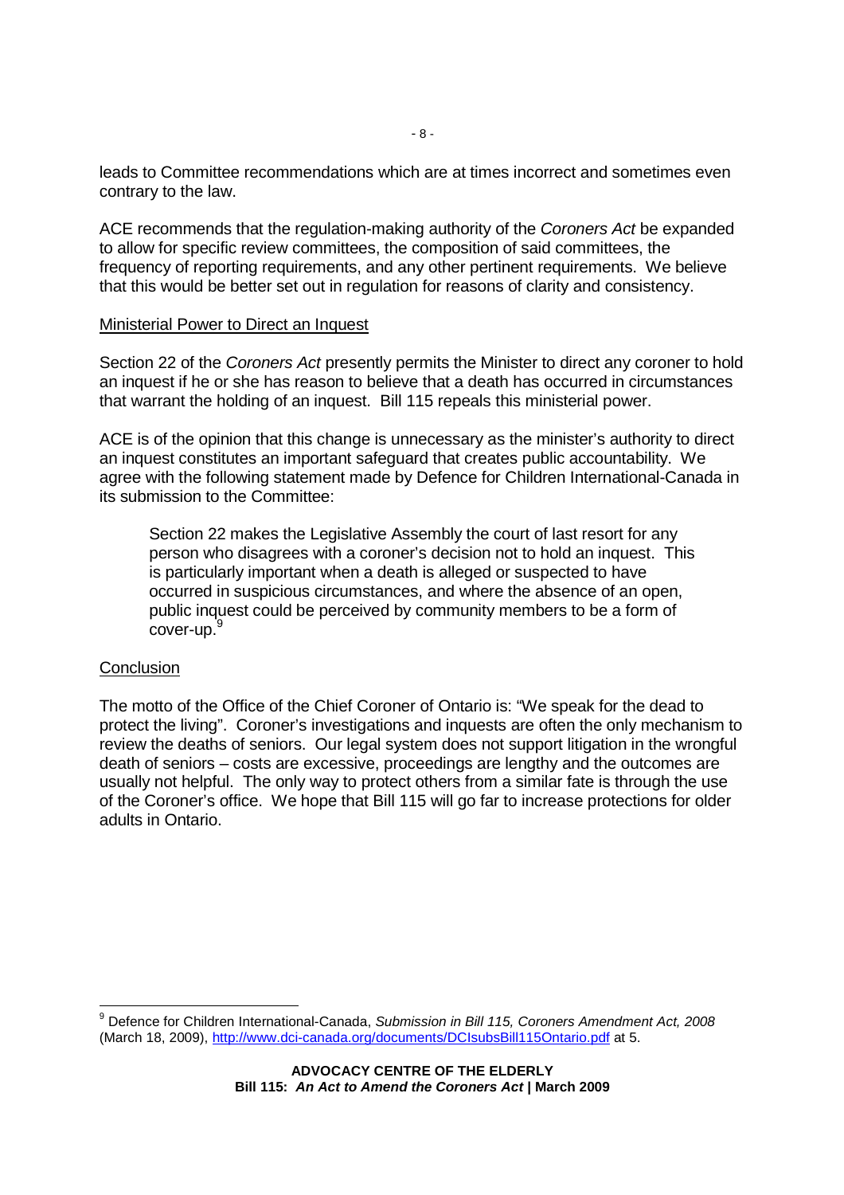leads to Committee recommendations which are at times incorrect and sometimes even contrary to the law.

ACE recommends that the regulation-making authority of the *Coroners Act* be expanded to allow for specific review committees, the composition of said committees, the frequency of reporting requirements, and any other pertinent requirements. We believe that this would be better set out in regulation for reasons of clarity and consistency.

## Ministerial Power to Direct an Inquest

Section 22 of the *Coroners Act* presently permits the Minister to direct any coroner to hold an inquest if he or she has reason to believe that a death has occurred in circumstances that warrant the holding of an inquest. Bill 115 repeals this ministerial power.

ACE is of the opinion that this change is unnecessary as the minister's authority to direct an inquest constitutes an important safeguard that creates public accountability. We agree with the following statement made by Defence for Children International-Canada in its submission to the Committee:

> Section 22 makes the Legislative Assembly the court of last resort for any person who disagrees with a coroner's decision not to hold an inquest. This is particularly important when a death is alleged or suspected to have occurred in suspicious circumstances, and where the absence of an open, public inquest could be perceived by community members to be a form of cover-up.[9]

## Conclusion

The motto of the Office of the Chief Coroner of Ontario is: "We speak for the dead to protect the living". Coroner's investigations and inquests are often the only mechanism to review the deaths of seniors. Our legal system does not support litigation in the wrongful death of seniors – costs are excessive, proceedings are lengthy and the outcomes are usually not helpful. The only way to protect others from a similar fate is through the use of the Coroner's office. We hope that Bill 115 will go far to increase protections for older adults in Ontario.

---

[9] Defence for Children International-Canada, *Submission in Bill 115, Coroners Amendment Act, 2008* (March 18, 2009), http://www.dci-canada.org/documents/DCIsubsBill115Ontario.pdf at 5.